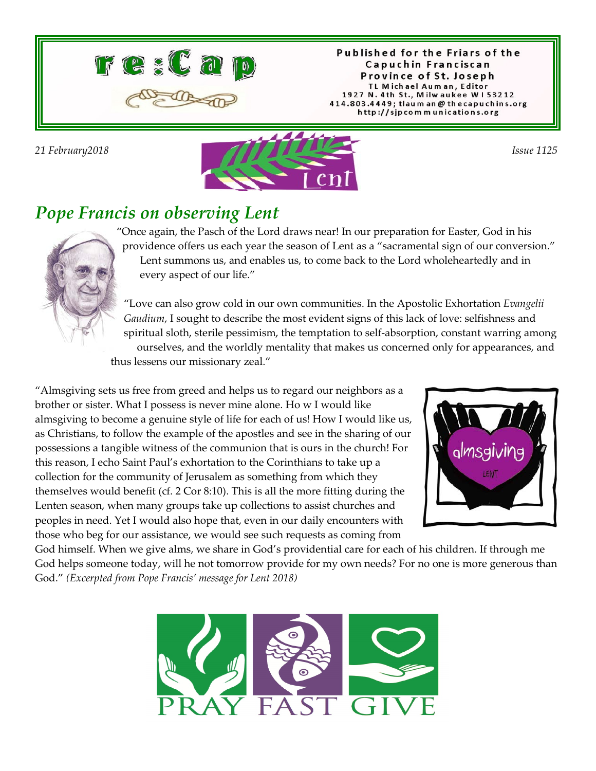# re:Cap

Published for the Friars of the Capuchin Franciscan Province of St. Joseph
TL Michael Auman, Editor
1927 N. 4th St., Milwaukee WI 53212
414.803.4449; tlauman@thecapuchins.org
http://sjpcommunications.org

*21 February2018* *Issue 1125*

Lent

## *Pope Francis on observing Lent*

"Once again, the Pasch of the Lord draws near! In our preparation for Easter, God in his providence offers us each year the season of Lent as a "sacramental sign of our conversion." Lent summons us, and enables us, to come back to the Lord wholeheartedly and in every aspect of our life."

"Love can also grow cold in our own communities. In the Apostolic Exhortation *Evangelii Gaudium*, I sought to describe the most evident signs of this lack of love: selfishness and spiritual sloth, sterile pessimism, the temptation to self-absorption, constant warring among ourselves, and the worldly mentality that makes us concerned only for appearances, and thus lessens our missionary zeal."

"Almsgiving sets us free from greed and helps us to regard our neighbors as a brother or sister. What I possess is never mine alone. Ho w I would like almsgiving to become a genuine style of life for each of us! How I would like us, as Christians, to follow the example of the apostles and see in the sharing of our possessions a tangible witness of the communion that is ours in the church! For this reason, I echo Saint Paul's exhortation to the Corinthians to take up a collection for the community of Jerusalem as something from which they themselves would benefit (cf. 2 Cor 8:10). This is all the more fitting during the Lenten season, when many groups take up collections to assist churches and peoples in need. Yet I would also hope that, even in our daily encounters with those who beg for our assistance, we would see such requests as coming from God himself. When we give alms, we share in God's providential care for each of his children. If through me God helps someone today, will he not tomorrow provide for my own needs? For no one is more generous than God." *(Excerpted from Pope Francis' message for Lent 2018)*

almsgiving
LENT

PRAY FAST GIVE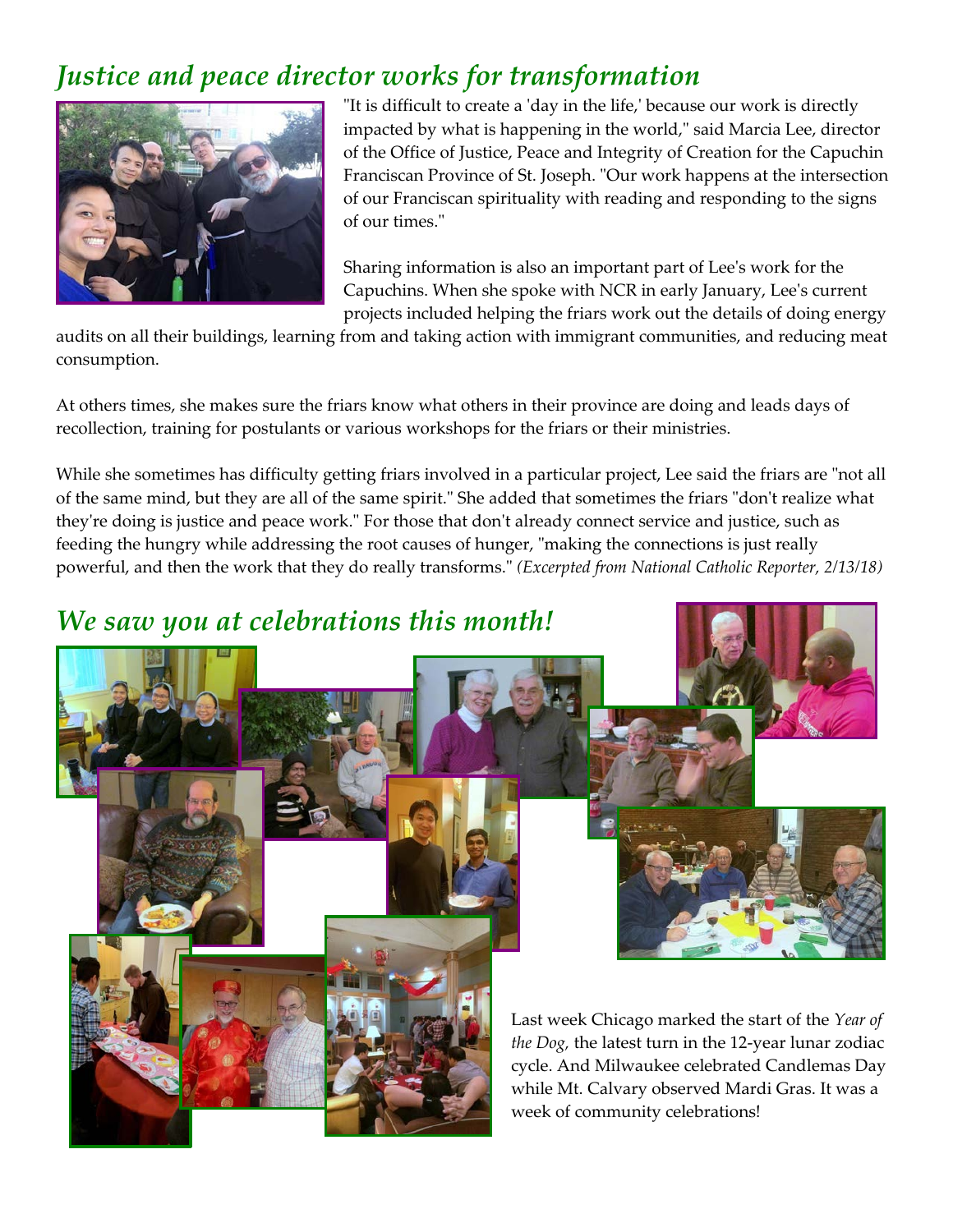## *Justice and peace director works for transformation*

"It is difficult to create a 'day in the life,' because our work is directly impacted by what is happening in the world," said Marcia Lee, director of the Office of Justice, Peace and Integrity of Creation for the Capuchin Franciscan Province of St. Joseph. "Our work happens at the intersection of our Franciscan spirituality with reading and responding to the signs of our times."

Sharing information is also an important part of Lee's work for the Capuchins. When she spoke with NCR in early January, Lee's current projects included helping the friars work out the details of doing energy audits on all their buildings, learning from and taking action with immigrant communities, and reducing meat consumption.

At others times, she makes sure the friars know what others in their province are doing and leads days of recollection, training for postulants or various workshops for the friars or their ministries.

While she sometimes has difficulty getting friars involved in a particular project, Lee said the friars are "not all of the same mind, but they are all of the same spirit." She added that sometimes the friars "don't realize what they're doing is justice and peace work." For those that don't already connect service and justice, such as feeding the hungry while addressing the root causes of hunger, "making the connections is just really powerful, and then the work that they do really transforms." *(Excerpted from National Catholic Reporter, 2/13/18)*

## *We saw you at celebrations this month!*

Last week Chicago marked the start of the *Year of the Dog,* the latest turn in the 12-year lunar zodiac cycle. And Milwaukee celebrated Candlemas Day while Mt. Calvary observed Mardi Gras. It was a week of community celebrations!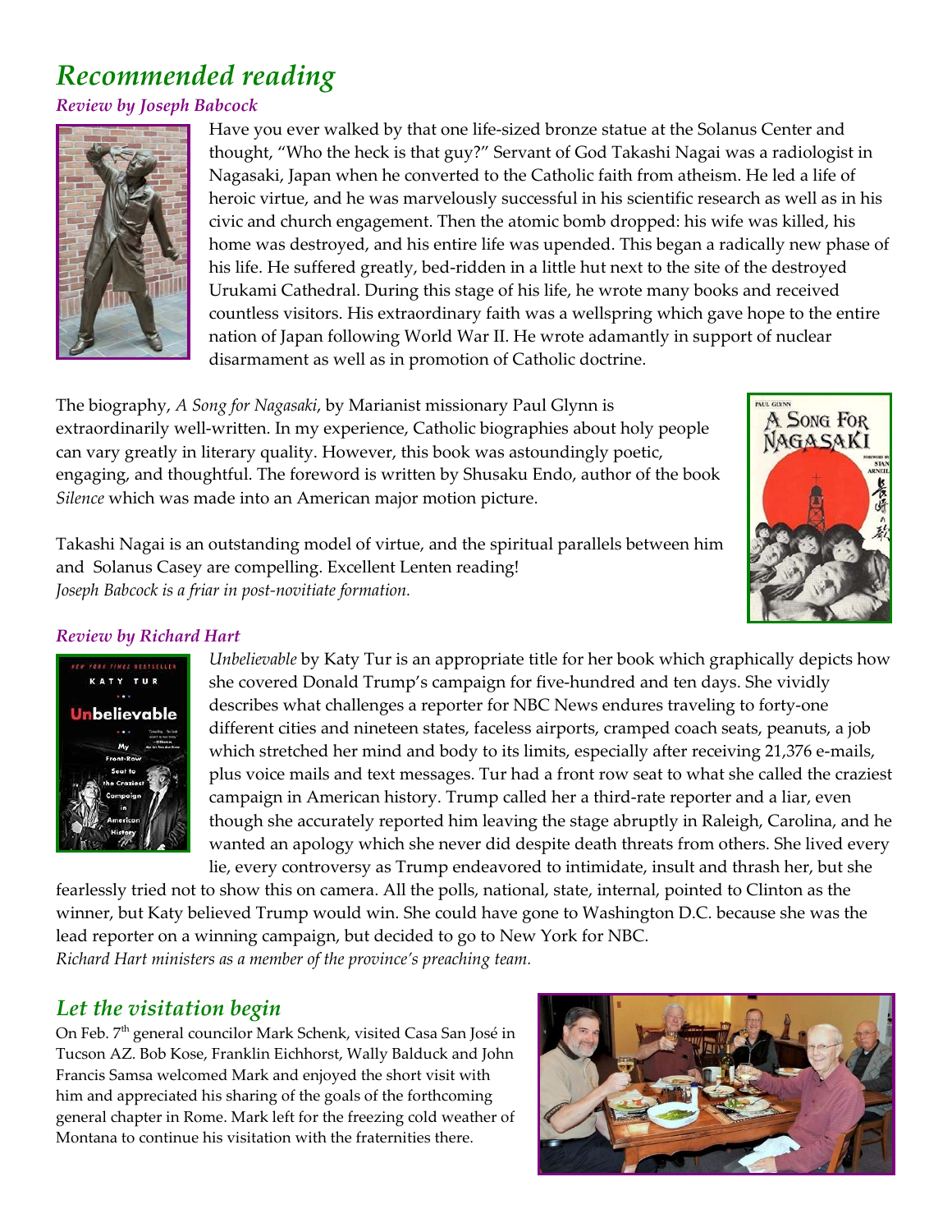# *Recommended reading*

*Review by Joseph Babcock*

Have you ever walked by that one life-sized bronze statue at the Solanus Center and thought, "Who the heck is that guy?" Servant of God Takashi Nagai was a radiologist in Nagasaki, Japan when he converted to the Catholic faith from atheism. He led a life of heroic virtue, and he was marvelously successful in his scientific research as well as in his civic and church engagement. Then the atomic bomb dropped: his wife was killed, his home was destroyed, and his entire life was upended. This began a radically new phase of his life. He suffered greatly, bed-ridden in a little hut next to the site of the destroyed Urukami Cathedral. During this stage of his life, he wrote many books and received countless visitors. His extraordinary faith was a wellspring which gave hope to the entire nation of Japan following World War II. He wrote adamantly in support of nuclear disarmament as well as in promotion of Catholic doctrine.

The biography, *A Song for Nagasaki*, by Marianist missionary Paul Glynn is extraordinarily well-written. In my experience, Catholic biographies about holy people can vary greatly in literary quality. However, this book was astoundingly poetic, engaging, and thoughtful. The foreword is written by Shusaku Endo, author of the book *Silence* which was made into an American major motion picture.

Takashi Nagai is an outstanding model of virtue, and the spiritual parallels between him and Solanus Casey are compelling. Excellent Lenten reading!

*Joseph Babcock is a friar in post-novitiate formation.*

*Review by Richard Hart*

*Unbelievable* by Katy Tur is an appropriate title for her book which graphically depicts how she covered Donald Trump's campaign for five-hundred and ten days. She vividly describes what challenges a reporter for NBC News endures traveling to forty-one different cities and nineteen states, faceless airports, cramped coach seats, peanuts, a job which stretched her mind and body to its limits, especially after receiving 21,376 e-mails, plus voice mails and text messages. Tur had a front row seat to what she called the craziest campaign in American history. Trump called her a third-rate reporter and a liar, even though she accurately reported him leaving the stage abruptly in Raleigh, Carolina, and he wanted an apology which she never did despite death threats from others. She lived every lie, every controversy as Trump endeavored to intimidate, insult and thrash her, but she fearlessly tried not to show this on camera. All the polls, national, state, internal, pointed to Clinton as the winner, but Katy believed Trump would win. She could have gone to Washington D.C. because she was the lead reporter on a winning campaign, but decided to go to New York for NBC.

*Richard Hart ministers as a member of the province's preaching team.*

## *Let the visitation begin*

On Feb. 7th general councilor Mark Schenk, visited Casa San José in Tucson AZ. Bob Kose, Franklin Eichhorst, Wally Balduck and John Francis Samsa welcomed Mark and enjoyed the short visit with him and appreciated his sharing of the goals of the forthcoming general chapter in Rome. Mark left for the freezing cold weather of Montana to continue his visitation with the fraternities there.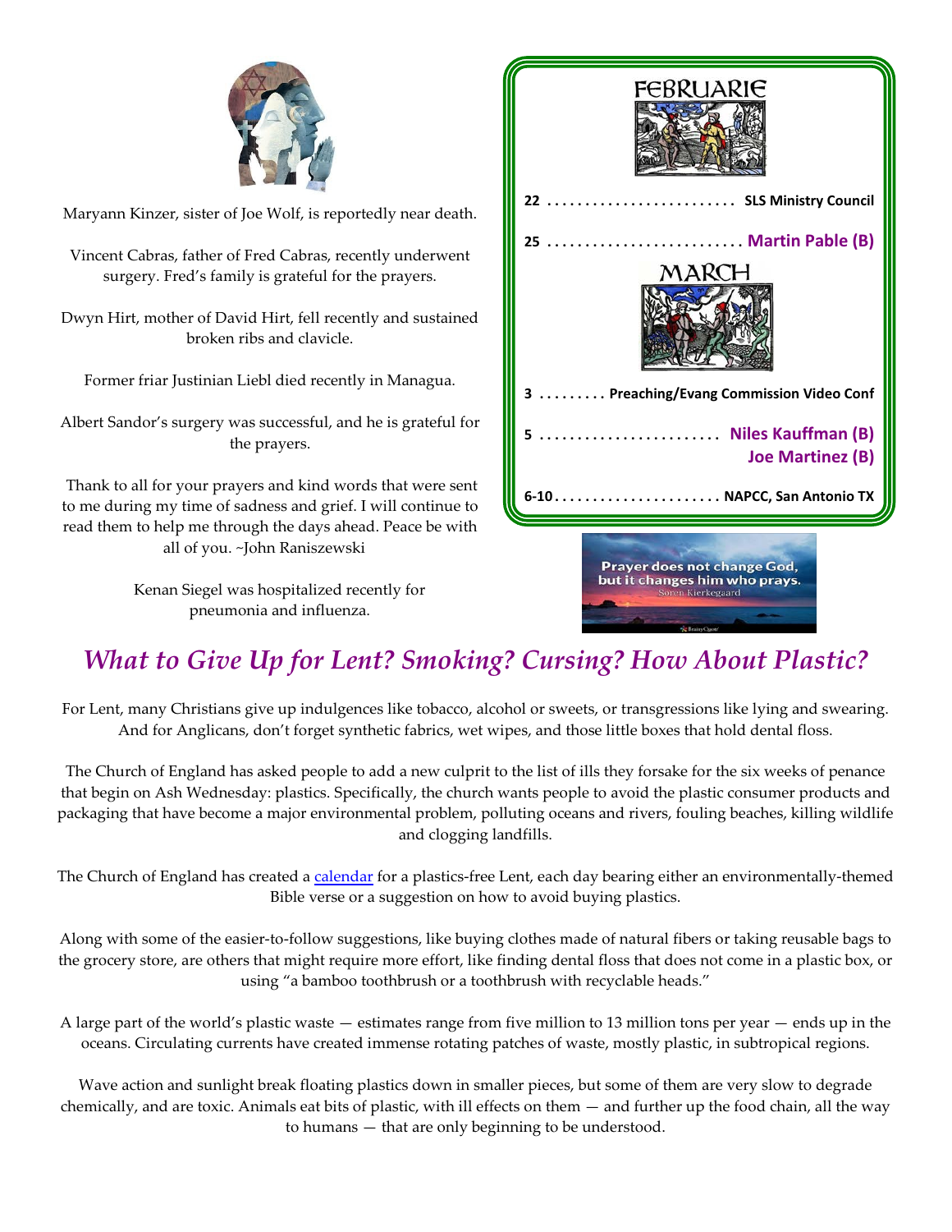Maryann Kinzer, sister of Joe Wolf, is reportedly near death.

Vincent Cabras, father of Fred Cabras, recently underwent surgery. Fred's family is grateful for the prayers.

Dwyn Hirt, mother of David Hirt, fell recently and sustained broken ribs and clavicle.

Former friar Justinian Liebl died recently in Managua.

Albert Sandor's surgery was successful, and he is grateful for the prayers.

Thank to all for your prayers and kind words that were sent to me during my time of sadness and grief. I will continue to read them to help me through the days ahead. Peace be with all of you. ~John Raniszewski

Kenan Siegel was hospitalized recently for pneumonia and influenza.

FEBRUARIE

22 ......................... **SLS Ministry Council**

25 ......................... **Martin Pable (B)**

MARCH

3 ......... **Preaching/Evang Commission Video Conf**

5 ......................... **Niles Kauffman (B)**
**Joe Martinez (B)**

6-10 ..................... **NAPCC, San Antonio TX**

Prayer does not change God, but it changes him who prays.
Soren Kierkegaard

## *What to Give Up for Lent? Smoking? Cursing? How About Plastic?*

For Lent, many Christians give up indulgences like tobacco, alcohol or sweets, or transgressions like lying and swearing. And for Anglicans, don't forget synthetic fabrics, wet wipes, and those little boxes that hold dental floss.

The Church of England has asked people to add a new culprit to the list of ills they forsake for the six weeks of penance that begin on Ash Wednesday: plastics. Specifically, the church wants people to avoid the plastic consumer products and packaging that have become a major environmental problem, polluting oceans and rivers, fouling beaches, killing wildlife and clogging landfills.

The Church of England has created a calendar for a plastics-free Lent, each day bearing either an environmentally-themed Bible verse or a suggestion on how to avoid buying plastics.

Along with some of the easier-to-follow suggestions, like buying clothes made of natural fibers or taking reusable bags to the grocery store, are others that might require more effort, like finding dental floss that does not come in a plastic box, or using "a bamboo toothbrush or a toothbrush with recyclable heads."

A large part of the world's plastic waste — estimates range from five million to 13 million tons per year — ends up in the oceans. Circulating currents have created immense rotating patches of waste, mostly plastic, in subtropical regions.

Wave action and sunlight break floating plastics down in smaller pieces, but some of them are very slow to degrade chemically, and are toxic. Animals eat bits of plastic, with ill effects on them — and further up the food chain, all the way to humans — that are only beginning to be understood.